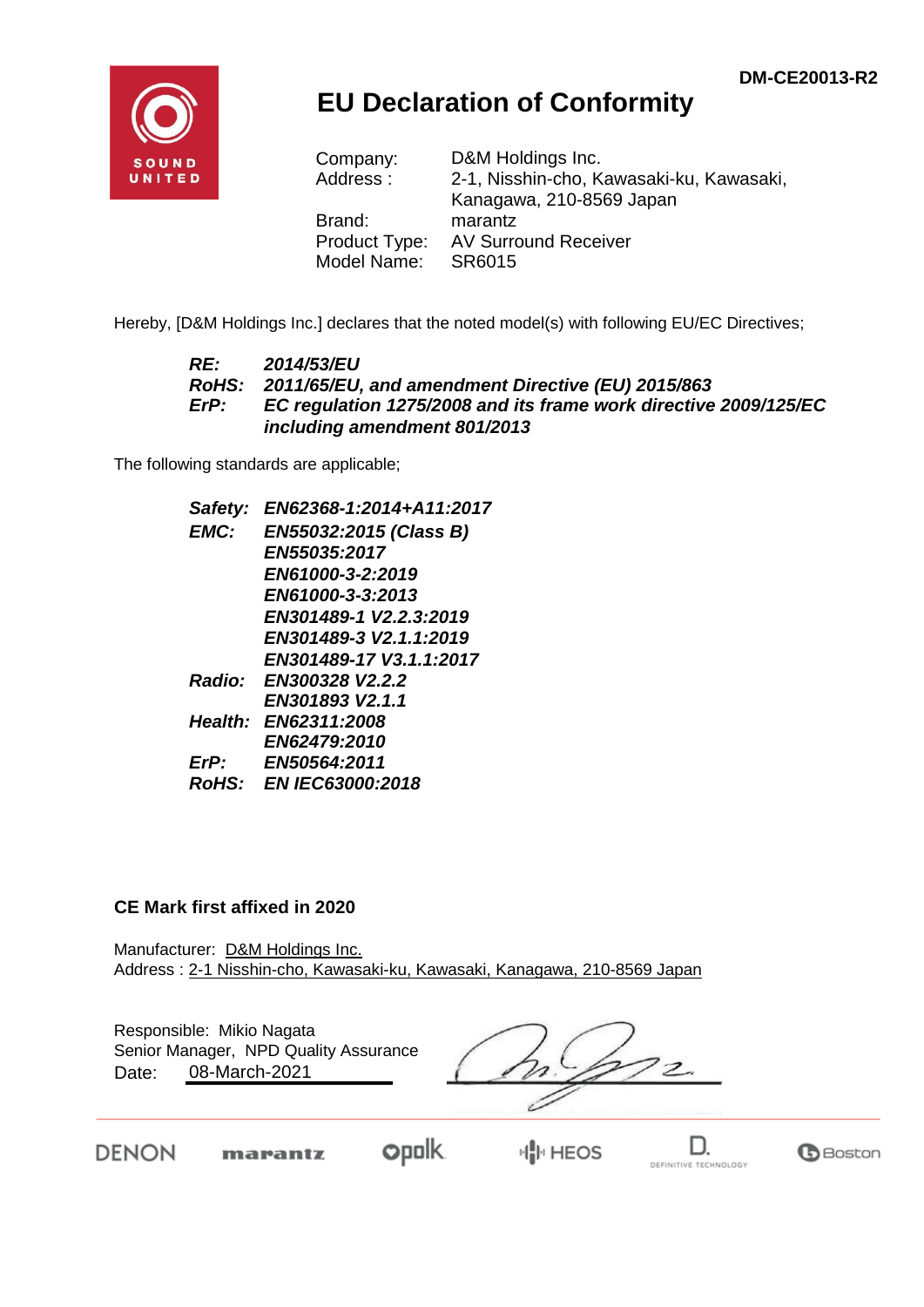DM-CE20013-R2

# EU Declaration of Conformity

| | |
|---|---|
| Company: | D&M Holdings Inc. |
| Address : | 2-1, Nisshin-cho, Kawasaki-ku, Kawasaki, Kanagawa, 210-8569 Japan |
| Brand: | marantz |
| Product Type: | AV Surround Receiver |
| Model Name: | SR6015 |

Hereby, [D&M Holdings Inc.] declares that the noted model(s) with following EU/EC Directives;

| | |
|---|---|
| ***RE:*** | ***2014/53/EU*** |
| ***RoHS:*** | ***2011/65/EU, and amendment Directive (EU) 2015/863*** |
| ***ErP:*** | ***EC regulation 1275/2008 and its frame work directive 2009/125/EC including amendment 801/2013*** |

The following standards are applicable;

| | |
|---|---|
| ***Safety:*** | ***EN62368-1:2014+A11:2017*** |
| ***EMC:*** | ***EN55032:2015 (Class B)*** |
| | ***EN55035:2017*** |
| | ***EN61000-3-2:2019*** |
| | ***EN61000-3-3:2013*** |
| | ***EN301489-1 V2.2.3:2019*** |
| | ***EN301489-3 V2.1.1:2019*** |
| | ***EN301489-17 V3.1.1:2017*** |
| ***Radio:*** | ***EN300328 V2.2.2*** |
| | ***EN301893 V2.1.1*** |
| ***Health:*** | ***EN62311:2008*** |
| | ***EN62479:2010*** |
| ***ErP:*** | ***EN50564:2011*** |
| ***RoHS:*** | ***EN IEC63000:2018*** |

**CE Mark first affixed in 2020**

Manufacturer: D&M Holdings Inc.
Address : 2-1 Nisshin-cho, Kawasaki-ku, Kawasaki, Kanagawa, 210-8569 Japan

Responsible: Mikio Nagata
Senior Manager, NPD Quality Assurance
Date: 08-March-2021

DENON marantz polk HEOS D. DEFINITIVE TECHNOLOGY Boston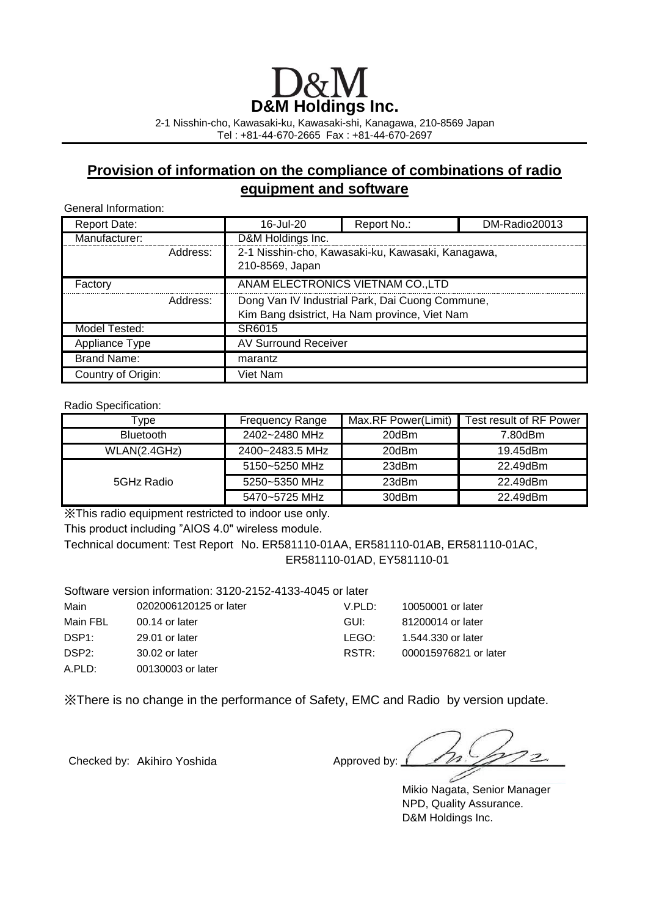# D&M

**D&M Holdings Inc.**

2-1 Nisshin-cho, Kawasaki-ku, Kawasaki-shi, Kanagawa, 210-8569 Japan
Tel : +81-44-670-2665 Fax : +81-44-670-2697

## Provision of information on the compliance of combinations of radio equipment and software

General Information:

| | | | |
|---|---|---|---|
| Report Date: | 16-Jul-20 | Report No.: | DM-Radio20013 |
| Manufacturer: | D&M Holdings Inc. | | |
| Address: | 2-1 Nisshin-cho, Kawasaki-ku, Kawasaki-shi, Kanagawa, 210-8569, Japan | | |
| Factory | ANAM ELECTRONICS VIETNAM CO.,LTD | | |
| Address: | Dong Van IV Industrial Park, Dai Cuong Commune, Kim Bang dsistrict, Ha Nam province, Viet Nam | | |
| Model Tested: | SR6015 | | |
| Appliance Type | AV Surround Receiver | | |
| Brand Name: | marantz | | |
| Country of Origin: | Viet Nam | | |

Radio Specification:

| Type | Frequency Range | Max.RF Power(Limit) | Test result of RF Power |
|---|---|---|---|
| Bluetooth | 2402~2480 MHz | 20dBm | 7.80dBm |
| WLAN(2.4GHz) | 2400~2483.5 MHz | 20dBm | 19.45dBm |
| 5GHz Radio | 5150~5250 MHz | 23dBm | 22.49dBm |
| | 5250~5350 MHz | 23dBm | 22.49dBm |
| | 5470~5725 MHz | 30dBm | 22.49dBm |

※This radio equipment restricted to indoor use only.

This product including "AIOS 4.0" wireless module.

Technical document: Test Report No. ER581110-01AA, ER581110-01AB, ER581110-01AC, ER581110-01AD, EY581110-01

Software version information: 3120-2152-4133-4045 or later

| | | | |
|---|---|---|---|
| Main | 0202006120125 or later | V.PLD: | 10050001 or later |
| Main FBL | 00.14 or later | GUI: | 81200014 or later |
| DSP1: | 29.01 or later | LEGO: | 1.544.330 or later |
| DSP2: | 30.02 or later | RSTR: | 000015976821 or later |
| A.PLD: | 00130003 or later | | |

※There is no change in the performance of Safety, EMC and Radio by version update.

Checked by: Akihiro Yoshida

Approved by:

Mikio Nagata, Senior Manager
NPD, Quality Assurance.
D&M Holdings Inc.